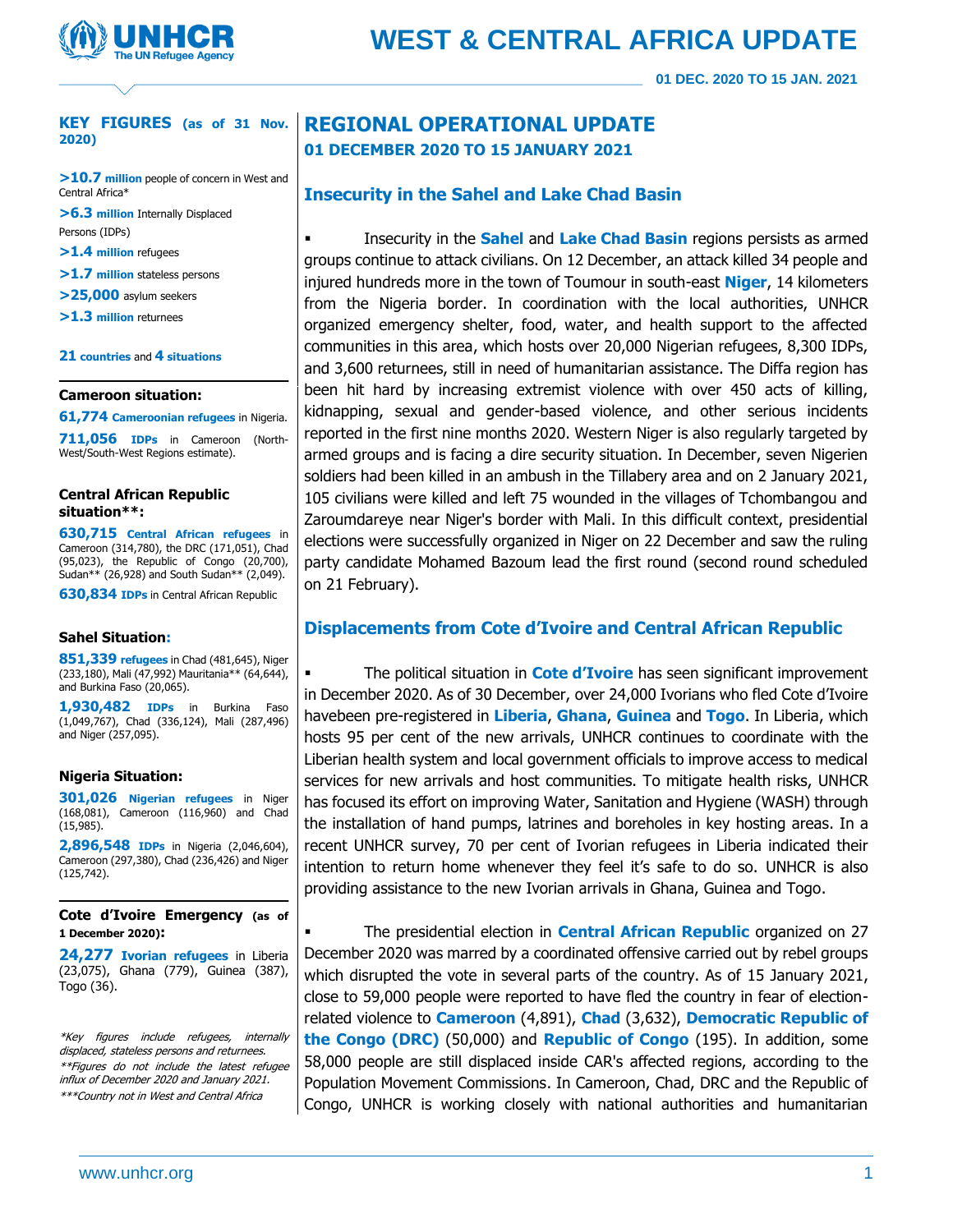# WEST & CENTRAL AFRICA UPDATE

**01 DEC. 2020 TO 15 JAN. 2021**

## REGIONAL OPERATIONAL UPDATE

**01 DECEMBER 2020 TO 15 JANUARY 2021**

### Insecurity in the Sahel and Lake Chad Basin

- Insecurity in the **Sahel** and **Lake Chad Basin** regions persists as armed groups continue to attack civilians. On 12 December, an attack killed 34 people and injured hundreds more in the town of Toumour in south-east **Niger**, 14 kilometers from the Nigeria border. In coordination with the local authorities, UNHCR organized emergency shelter, food, water, and health support to the affected communities in this area, which hosts over 20,000 Nigerian refugees, 8,300 IDPs, and 3,600 returnees, still in need of humanitarian assistance. The Diffa region has been hit hard by increasing extremist violence with over 450 acts of killing, kidnapping, sexual and gender-based violence, and other serious incidents reported in the first nine months 2020. Western Niger is also regularly targeted by armed groups and is facing a dire security situation. In December, seven Nigerien soldiers had been killed in an ambush in the Tillabery area and on 2 January 2021, 105 civilians were killed and left 75 wounded in the villages of Tchombangou and Zaroumdareye near Niger's border with Mali. In this difficult context, presidential elections were successfully organized in Niger on 22 December and saw the ruling party candidate Mohamed Bazoum lead the first round (second round scheduled on 21 February).

### Displacements from Cote d'Ivoire and Central African Republic

- The political situation in **Cote d'Ivoire** has seen significant improvement in December 2020. As of 30 December, over 24,000 Ivorians who fled Cote d'Ivoire havebeen pre-registered in **Liberia**, **Ghana**, **Guinea** and **Togo**. In Liberia, which hosts 95 per cent of the new arrivals, UNHCR continues to coordinate with the Liberian health system and local government officials to improve access to medical services for new arrivals and host communities. To mitigate health risks, UNHCR has focused its effort on improving Water, Sanitation and Hygiene (WASH) through the installation of hand pumps, latrines and boreholes in key hosting areas. In a recent UNHCR survey, 70 per cent of Ivorian refugees in Liberia indicated their intention to return home whenever they feel it's safe to do so. UNHCR is also providing assistance to the new Ivorian arrivals in Ghana, Guinea and Togo.

- The presidential election in **Central African Republic** organized on 27 December 2020 was marred by a coordinated offensive carried out by rebel groups which disrupted the vote in several parts of the country. As of 15 January 2021, close to 59,000 people were reported to have fled the country in fear of election-related violence to **Cameroon** (4,891), **Chad** (3,632), **Democratic Republic of the Congo (DRC)** (50,000) and **Republic of Congo** (195). In addition, some 58,000 people are still displaced inside CAR's affected regions, according to the Population Movement Commissions. In Cameroon, Chad, DRC and the Republic of Congo, UNHCR is working closely with national authorities and humanitarian

---

**KEY FIGURES (as of 31 Nov. 2020)**

**>10.7 million** people of concern in West and Central Africa*

**>6.3 million** Internally Displaced Persons (IDPs)

**>1.4 million** refugees

**>1.7 million** stateless persons

**>25,000** asylum seekers

**>1.3 million** returnees

**21 countries** and **4 situations**

**Cameroon situation:**

**61,774 Cameroonian refugees** in Nigeria.

**711,056 IDPs** in Cameroon (North-West/South-West Regions estimate).

**Central African Republic situation**:**

**630,715 Central African refugees** in Cameroon (314,780), the DRC (171,051), Chad (95,023), the Republic of Congo (20,700), Sudan** (26,928) and South Sudan** (2,049).

**630,834 IDPs** in Central African Republic

**Sahel Situation:**

**851,339 refugees** in Chad (481,645), Niger (233,180), Mali (47,992) Mauritania** (64,644), and Burkina Faso (20,065).

**1,930,482 IDPs** in Burkina Faso (1,049,767), Chad (336,124), Mali (287,496) and Niger (257,095).

**Nigeria Situation:**

**301,026 Nigerian refugees** in Niger (168,081), Cameroon (116,960) and Chad (15,985).

**2,896,548 IDPs** in Nigeria (2,046,604), Cameroon (297,380), Chad (236,426) and Niger (125,742).

**Cote d'Ivoire Emergency (as of 1 December 2020):**

**24,277 Ivorian refugees** in Liberia (23,075), Ghana (779), Guinea (387), Togo (36).

*\*Key figures include refugees, internally displaced, stateless persons and returnees.*
*\*\*Figures do not include the latest refugee influx of December 2020 and January 2021.*
*\*\*\*Country not in West and Central Africa*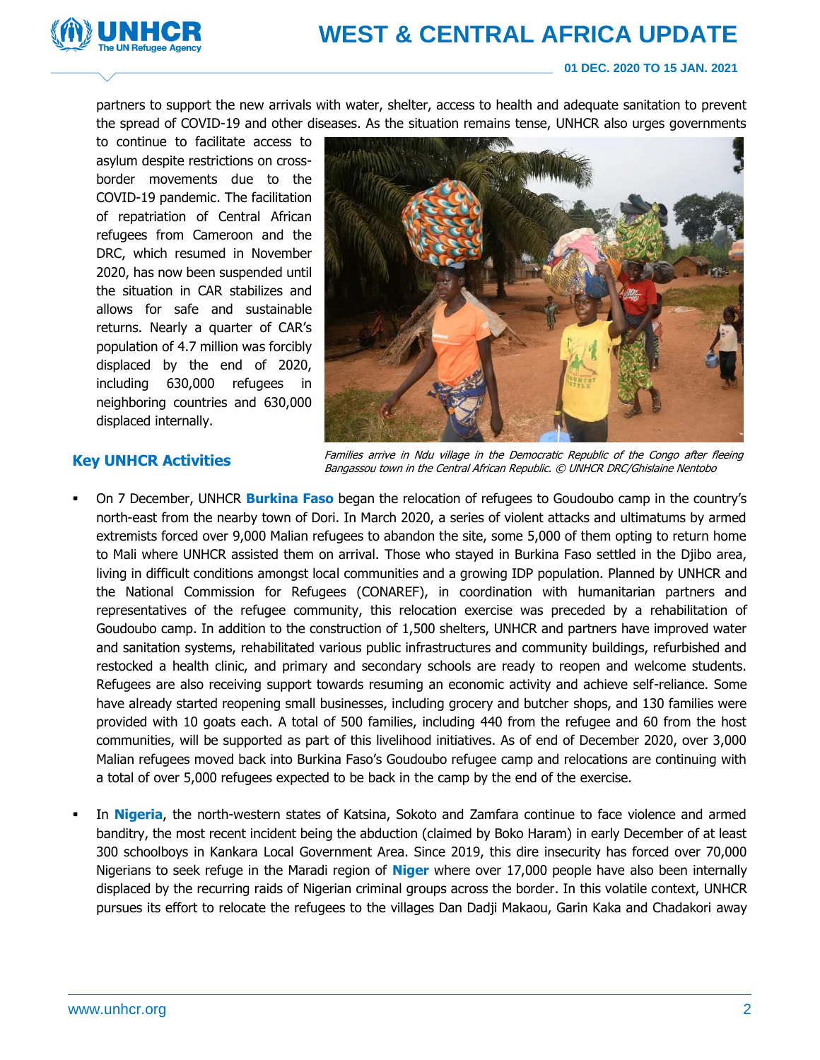partners to support the new arrivals with water, shelter, access to health and adequate sanitation to prevent the spread of COVID-19 and other diseases. As the situation remains tense, UNHCR also urges governments to continue to facilitate access to asylum despite restrictions on cross-border movements due to the COVID-19 pandemic. The facilitation of repatriation of Central African refugees from Cameroon and the DRC, which resumed in November 2020, has now been suspended until the situation in CAR stabilizes and allows for safe and sustainable returns. Nearly a quarter of CAR's population of 4.7 million was forcibly displaced by the end of 2020, including 630,000 refugees in neighboring countries and 630,000 displaced internally.

*Families arrive in Ndu village in the Democratic Republic of the Congo after fleeing Bangassou town in the Central African Republic. © UNHCR DRC/Ghislaine Nentobo*

## Key UNHCR Activities

- On 7 December, UNHCR **Burkina Faso** began the relocation of refugees to Goudoubo camp in the country's north-east from the nearby town of Dori. In March 2020, a series of violent attacks and ultimatums by armed extremists forced over 9,000 Malian refugees to abandon the site, some 5,000 of them opting to return home to Mali where UNHCR assisted them on arrival. Those who stayed in Burkina Faso settled in the Djibo area, living in difficult conditions amongst local communities and a growing IDP population. Planned by UNHCR and the National Commission for Refugees (CONAREF), in coordination with humanitarian partners and representatives of the refugee community, this relocation exercise was preceded by a rehabilitation of Goudoubo camp. In addition to the construction of 1,500 shelters, UNHCR and partners have improved water and sanitation systems, rehabilitated various public infrastructures and community buildings, refurbished and restocked a health clinic, and primary and secondary schools are ready to reopen and welcome students. Refugees are also receiving support towards resuming an economic activity and achieve self-reliance. Some have already started reopening small businesses, including grocery and butcher shops, and 130 families were provided with 10 goats each. A total of 500 families, including 440 from the refugee and 60 from the host communities, will be supported as part of this livelihood initiatives. As of end of December 2020, over 3,000 Malian refugees moved back into Burkina Faso's Goudoubo refugee camp and relocations are continuing with a total of over 5,000 refugees expected to be back in the camp by the end of the exercise.

- In **Nigeria**, the north-western states of Katsina, Sokoto and Zamfara continue to face violence and armed banditry, the most recent incident being the abduction (claimed by Boko Haram) in early December of at least 300 schoolboys in Kankara Local Government Area. Since 2019, this dire insecurity has forced over 70,000 Nigerians to seek refuge in the Maradi region of **Niger** where over 17,000 people have also been internally displaced by the recurring raids of Nigerian criminal groups across the border. In this volatile context, UNHCR pursues its effort to relocate the refugees to the villages Dan Dadji Makaou, Garin Kaka and Chadakori away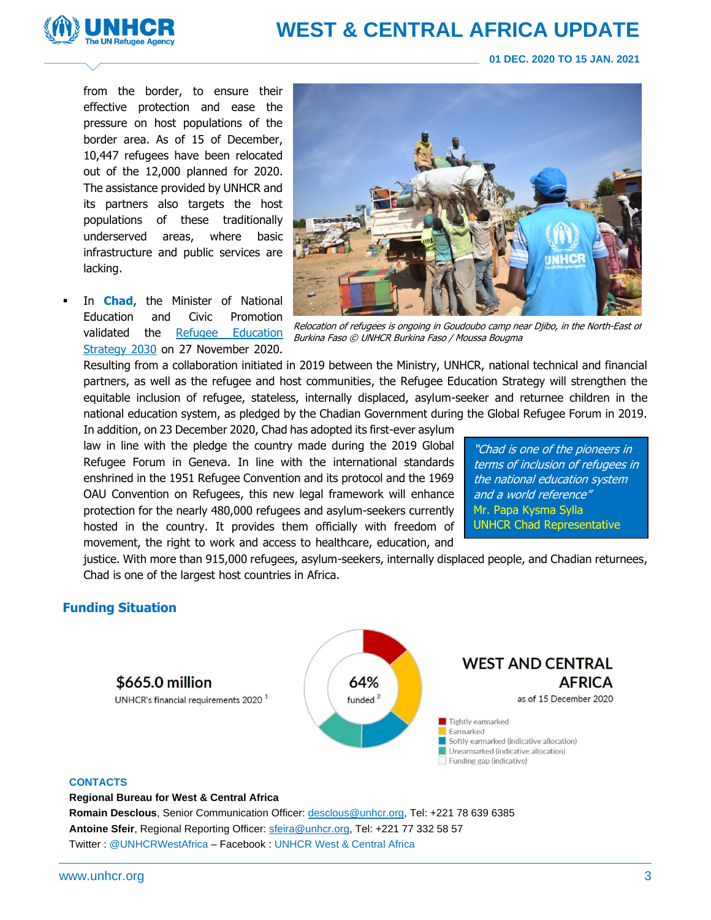from the border, to ensure their effective protection and ease the pressure on host populations of the border area. As of 15 of December, 10,447 refugees have been relocated out of the 12,000 planned for 2020. The assistance provided by UNHCR and its partners also targets the host populations of these traditionally underserved areas, where basic infrastructure and public services are lacking.

*Relocation of refugees is ongoing in Goudoubo camp near Djibo, in the North-East of Burkina Faso © UNHCR Burkina Faso / Moussa Bougma*

- In **Chad**, the Minister of National Education and Civic Promotion validated the [Refugee Education Strategy 2030](#) on 27 November 2020. Resulting from a collaboration initiated in 2019 between the Ministry, UNHCR, national technical and financial partners, as well as the refugee and host communities, the Refugee Education Strategy will strengthen the equitable inclusion of refugee, stateless, internally displaced, asylum-seeker and returnee children in the national education system, as pledged by the Chadian Government during the Global Refugee Forum in 2019. In addition, on 23 December 2020, Chad has adopted its first-ever asylum law in line with the pledge the country made during the 2019 Global Refugee Forum in Geneva. In line with the international standards enshrined in the 1951 Refugee Convention and its protocol and the 1969 OAU Convention on Refugees, this new legal framework will enhance protection for the nearly 480,000 refugees and asylum-seekers currently hosted in the country. It provides them officially with freedom of movement, the right to work and access to healthcare, education, and justice. With more than 915,000 refugees, asylum-seekers, internally displaced people, and Chadian returnees, Chad is one of the largest host countries in Africa.

> *"Chad is one of the pioneers in terms of inclusion of refugees in the national education system and a world reference"*
> Mr. Papa Kysma Sylla
> UNHCR Chad Representative

## Funding Situation

**$665.0 million**
UNHCR's financial requirements 2020 [1]

**64%** funded [2]

**WEST AND CENTRAL AFRICA**
as of 15 December 2020

- Tightly earmarked
- Earmarked
- Softly earmarked (indicative allocation)
- Unearmarked (indicative allocation)
- Funding gap (indicative)

**CONTACTS**

**Regional Bureau for West & Central Africa**

**Romain Desclous**, Senior Communication Officer: desclous@unhcr.org, Tel: +221 78 639 6385

**Antoine Sfeir**, Regional Reporting Officer: sfeira@unhcr.org, Tel: +221 77 332 58 57

Twitter : @UNHCRWestAfrica – Facebook : UNHCR West & Central Africa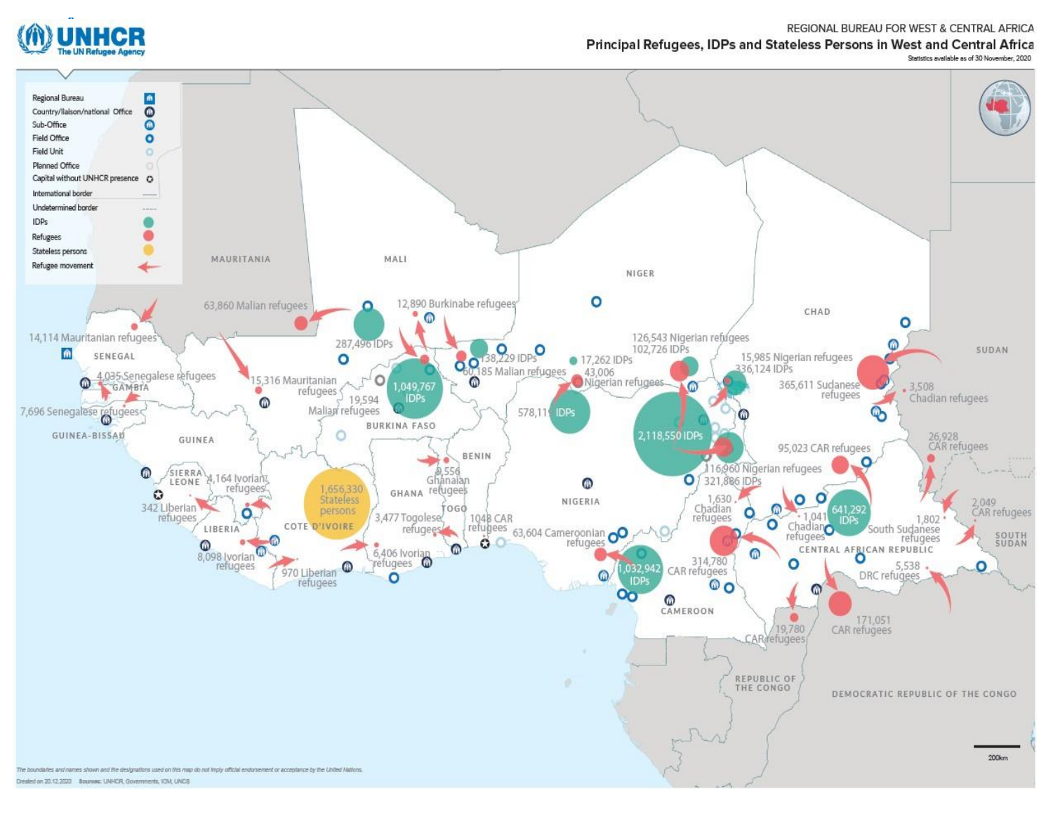UNHCR
The UN Refugee Agency

REGIONAL BUREAU FOR WEST & CENTRAL AFRICA

# Principal Refugees, IDPs and Stateless Persons in West and Central Africa

Statistics available as of 30 November, 2020

Regional Bureau
Country/liaison/national Office
Sub-Office
Field Office
Field Unit
Planned Office
Capital without UNHCR presence
International border
Undetermined border
IDPs
Refugees
Stateless persons
Refugee movement

MAURITANIA
MALI
NIGER
CHAD
SUDAN
SENEGAL
GAMBIA
GUINEA-BISSAU
GUINEA
SIERRA LEONE
LIBERIA
COTE D'IVOIRE
GHANA
TOGO
BENIN
BURKINA FASO
NIGERIA
CAMEROON
CENTRAL AFRICAN REPUBLIC
SOUTH SUDAN
REPUBLIC OF THE CONGO
DEMOCRATIC REPUBLIC OF THE CONGO

63,860 Malian refugees
14,114 Mauritanian refugees
4,035 Senegalese refugees
7,696 Senegalese refugees
15,316 Mauritanian refugees
287,496 IDPs
12,890 Burkinabe refugees
1,049,767 IDPs
19,594 Malian refugees
138,229 IDPs
60,185 Malian refugees
17,262 IDPs
43,006 Nigerian refugees
578,11_ IDPs
126,543 Nigerian refugees
102,726 IDPs
15,985 Nigerian refugees
336,124 IDPs
365,611 Sudanese refugees
3,508 Chadian refugees
2,118,550 IDPs
95,023 CAR refugees
26,928 CAR refugees
116,960 Nigerian refugees
321,886 IDPs
2,049 CAR refugees
1,630 Chadian refugees
1,041 Chadian refugees
641,292 IDPs
1,802 South Sudanese refugees
4,164 Ivorian refugees
342 Liberian refugees
1,656,330 Stateless persons
8,098 Ivorian refugees
970 Liberian refugees
9,556 Ghanaian refugees
3,477 Togolese refugees
1048 CAR refugees
6,406 Ivorian refugees
63,604 Cameroonian refugees
1,032,942 IDPs
314,780 CAR refugees
5,538 DRC refugees
19,780 CAR refugees
171,051 CAR refugees

200km

The boundaries and names shown and the designations used on this map do not imply official endorsement or acceptance by the United Nations.

Created on 20.12.2020 Sources: UNHCR, Governments, IOM, UNCS